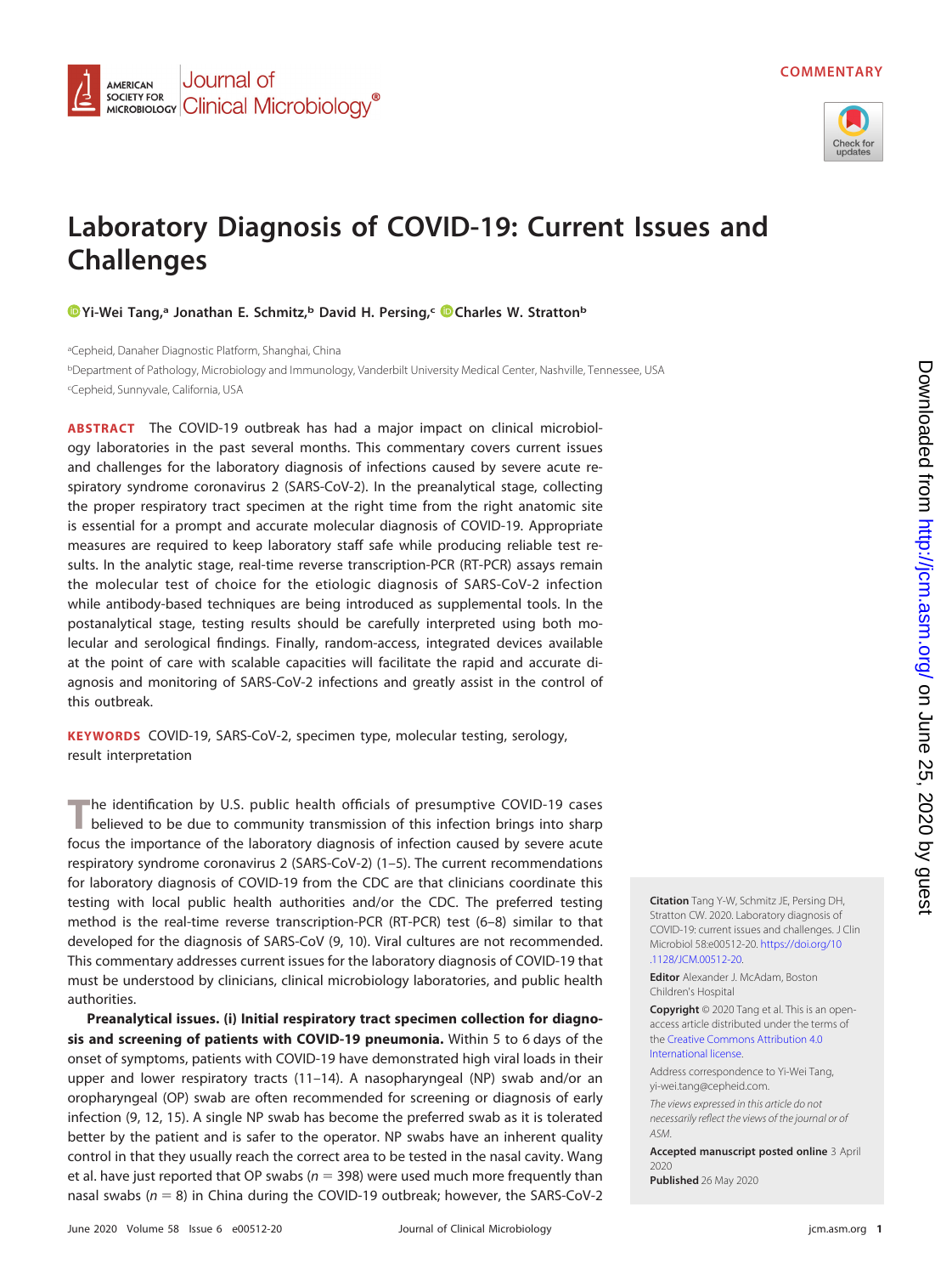COMMENTARY

# Laboratory Diagnosis of COVID-19: Current Issues and Challenges

Yi-Wei Tang,[a] Jonathan E. Schmitz,[b] David H. Persing,[c] Charles W. Stratton[b]

[a]Cepheid, Danaher Diagnostic Platform, Shanghai, China

[b]Department of Pathology, Microbiology and Immunology, Vanderbilt University Medical Center, Nashville, Tennessee, USA

[c]Cepheid, Sunnyvale, California, USA

**ABSTRACT** The COVID-19 outbreak has had a major impact on clinical microbiology laboratories in the past several months. This commentary covers current issues and challenges for the laboratory diagnosis of infections caused by severe acute respiratory syndrome coronavirus 2 (SARS-CoV-2). In the preanalytical stage, collecting the proper respiratory tract specimen at the right time from the right anatomic site is essential for a prompt and accurate molecular diagnosis of COVID-19. Appropriate measures are required to keep laboratory staff safe while producing reliable test results. In the analytic stage, real-time reverse transcription-PCR (RT-PCR) assays remain the molecular test of choice for the etiologic diagnosis of SARS-CoV-2 infection while antibody-based techniques are being introduced as supplemental tools. In the postanalytical stage, testing results should be carefully interpreted using both molecular and serological findings. Finally, random-access, integrated devices available at the point of care with scalable capacities will facilitate the rapid and accurate diagnosis and monitoring of SARS-CoV-2 infections and greatly assist in the control of this outbreak.

**KEYWORDS** COVID-19, SARS-CoV-2, specimen type, molecular testing, serology, result interpretation

The identification by U.S. public health officials of presumptive COVID-19 cases believed to be due to community transmission of this infection brings into sharp focus the importance of the laboratory diagnosis of infection caused by severe acute respiratory syndrome coronavirus 2 (SARS-CoV-2) (1–5). The current recommendations for laboratory diagnosis of COVID-19 from the CDC are that clinicians coordinate this testing with local public health authorities and/or the CDC. The preferred testing method is the real-time reverse transcription-PCR (RT-PCR) test (6–8) similar to that developed for the diagnosis of SARS-CoV (9, 10). Viral cultures are not recommended. This commentary addresses current issues for the laboratory diagnosis of COVID-19 that must be understood by clinicians, clinical microbiology laboratories, and public health authorities.

**Preanalytical issues. (i) Initial respiratory tract specimen collection for diagnosis and screening of patients with COVID-19 pneumonia.** Within 5 to 6 days of the onset of symptoms, patients with COVID-19 have demonstrated high viral loads in their upper and lower respiratory tracts (11–14). A nasopharyngeal (NP) swab and/or an oropharyngeal (OP) swab are often recommended for screening or diagnosis of early infection (9, 12, 15). A single NP swab has become the preferred swab as it is tolerated better by the patient and is safer to the operator. NP swabs have an inherent quality control in that they usually reach the correct area to be tested in the nasal cavity. Wang et al. have just reported that OP swabs ($n = 398$) were used much more frequently than nasal swabs ($n = 8$) in China during the COVID-19 outbreak; however, the SARS-CoV-2

**Citation** Tang Y-W, Schmitz JE, Persing DH, Stratton CW. 2020. Laboratory diagnosis of COVID-19: current issues and challenges. J Clin Microbiol 58:e00512-20. https://doi.org/10.1128/JCM.00512-20.

**Editor** Alexander J. McAdam, Boston Children's Hospital

**Copyright** © 2020 Tang et al. This is an open-access article distributed under the terms of the Creative Commons Attribution 4.0 International license.

Address correspondence to Yi-Wei Tang, yi-wei.tang@cepheid.com.

*The views expressed in this article do not necessarily reflect the views of the journal or of ASM.*

**Accepted manuscript posted online** 3 April 2020

**Published** 26 May 2020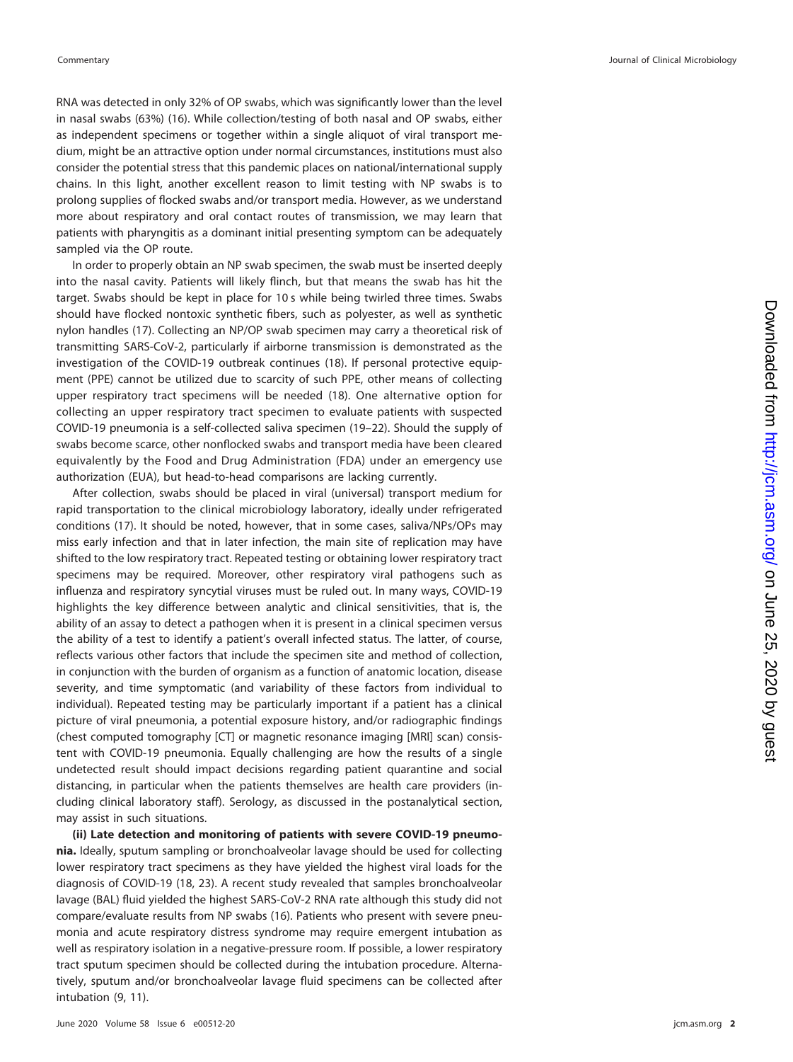RNA was detected in only 32% of OP swabs, which was significantly lower than the level in nasal swabs (63%) (16). While collection/testing of both nasal and OP swabs, either as independent specimens or together within a single aliquot of viral transport medium, might be an attractive option under normal circumstances, institutions must also consider the potential stress that this pandemic places on national/international supply chains. In this light, another excellent reason to limit testing with NP swabs is to prolong supplies of flocked swabs and/or transport media. However, as we understand more about respiratory and oral contact routes of transmission, we may learn that patients with pharyngitis as a dominant initial presenting symptom can be adequately sampled via the OP route.

In order to properly obtain an NP swab specimen, the swab must be inserted deeply into the nasal cavity. Patients will likely flinch, but that means the swab has hit the target. Swabs should be kept in place for 10 s while being twirled three times. Swabs should have flocked nontoxic synthetic fibers, such as polyester, as well as synthetic nylon handles (17). Collecting an NP/OP swab specimen may carry a theoretical risk of transmitting SARS-CoV-2, particularly if airborne transmission is demonstrated as the investigation of the COVID-19 outbreak continues (18). If personal protective equipment (PPE) cannot be utilized due to scarcity of such PPE, other means of collecting upper respiratory tract specimens will be needed (18). One alternative option for collecting an upper respiratory tract specimen to evaluate patients with suspected COVID-19 pneumonia is a self-collected saliva specimen (19–22). Should the supply of swabs become scarce, other nonflocked swabs and transport media have been cleared equivalently by the Food and Drug Administration (FDA) under an emergency use authorization (EUA), but head-to-head comparisons are lacking currently.

After collection, swabs should be placed in viral (universal) transport medium for rapid transportation to the clinical microbiology laboratory, ideally under refrigerated conditions (17). It should be noted, however, that in some cases, saliva/NPs/OPs may miss early infection and that in later infection, the main site of replication may have shifted to the low respiratory tract. Repeated testing or obtaining lower respiratory tract specimens may be required. Moreover, other respiratory viral pathogens such as influenza and respiratory syncytial viruses must be ruled out. In many ways, COVID-19 highlights the key difference between analytic and clinical sensitivities, that is, the ability of an assay to detect a pathogen when it is present in a clinical specimen versus the ability of a test to identify a patient's overall infected status. The latter, of course, reflects various other factors that include the specimen site and method of collection, in conjunction with the burden of organism as a function of anatomic location, disease severity, and time symptomatic (and variability of these factors from individual to individual). Repeated testing may be particularly important if a patient has a clinical picture of viral pneumonia, a potential exposure history, and/or radiographic findings (chest computed tomography [CT] or magnetic resonance imaging [MRI] scan) consistent with COVID-19 pneumonia. Equally challenging are how the results of a single undetected result should impact decisions regarding patient quarantine and social distancing, in particular when the patients themselves are health care providers (including clinical laboratory staff). Serology, as discussed in the postanalytical section, may assist in such situations.

**(ii) Late detection and monitoring of patients with severe COVID-19 pneumonia.** Ideally, sputum sampling or bronchoalveolar lavage should be used for collecting lower respiratory tract specimens as they have yielded the highest viral loads for the diagnosis of COVID-19 (18, 23). A recent study revealed that samples bronchoalveolar lavage (BAL) fluid yielded the highest SARS-CoV-2 RNA rate although this study did not compare/evaluate results from NP swabs (16). Patients who present with severe pneumonia and acute respiratory distress syndrome may require emergent intubation as well as respiratory isolation in a negative-pressure room. If possible, a lower respiratory tract sputum specimen should be collected during the intubation procedure. Alternatively, sputum and/or bronchoalveolar lavage fluid specimens can be collected after intubation (9, 11).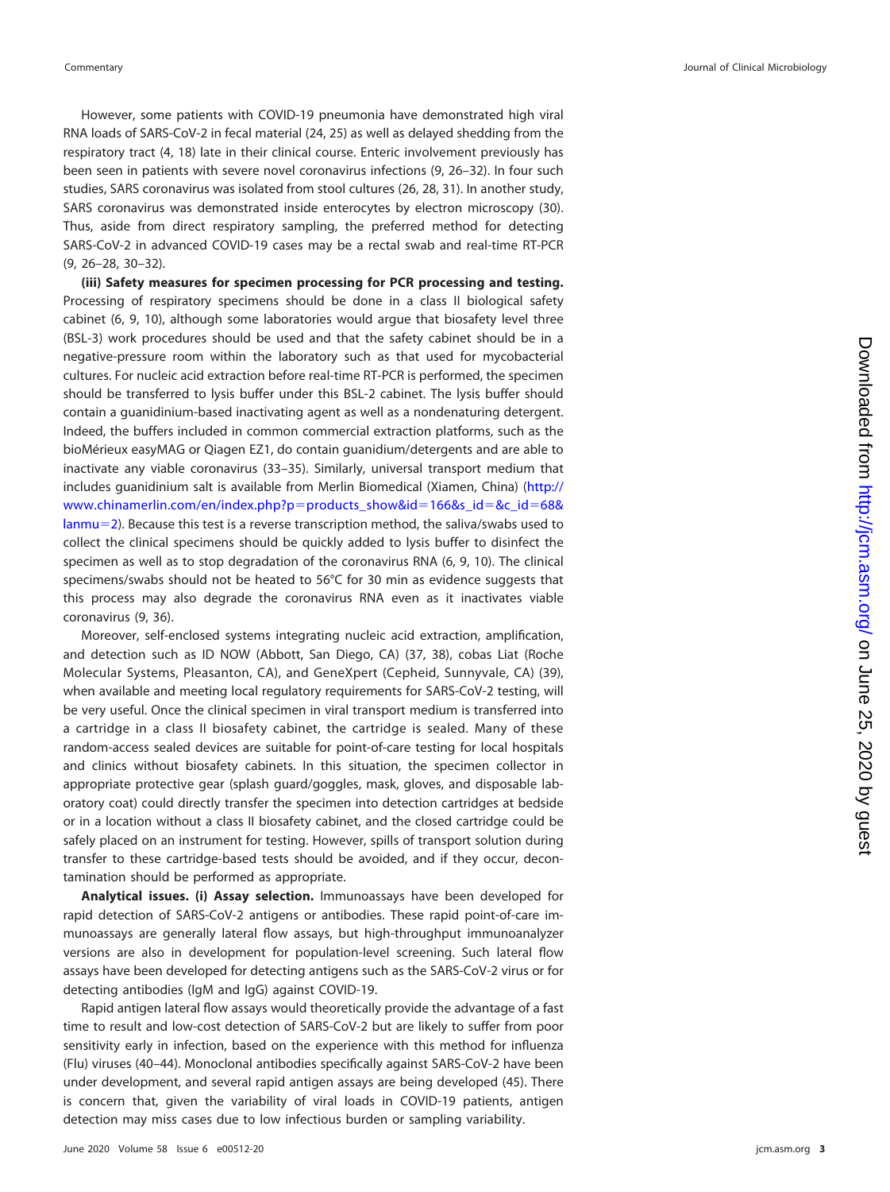However, some patients with COVID-19 pneumonia have demonstrated high viral RNA loads of SARS-CoV-2 in fecal material (24, 25) as well as delayed shedding from the respiratory tract (4, 18) late in their clinical course. Enteric involvement previously has been seen in patients with severe novel coronavirus infections (9, 26–32). In four such studies, SARS coronavirus was isolated from stool cultures (26, 28, 31). In another study, SARS coronavirus was demonstrated inside enterocytes by electron microscopy (30). Thus, aside from direct respiratory sampling, the preferred method for detecting SARS-CoV-2 in advanced COVID-19 cases may be a rectal swab and real-time RT-PCR (9, 26–28, 30–32).

**(iii) Safety measures for specimen processing for PCR processing and testing.** Processing of respiratory specimens should be done in a class II biological safety cabinet (6, 9, 10), although some laboratories would argue that biosafety level three (BSL-3) work procedures should be used and that the safety cabinet should be in a negative-pressure room within the laboratory such as that used for mycobacterial cultures. For nucleic acid extraction before real-time RT-PCR is performed, the specimen should be transferred to lysis buffer under this BSL-2 cabinet. The lysis buffer should contain a guanidinium-based inactivating agent as well as a nondenaturing detergent. Indeed, the buffers included in common commercial extraction platforms, such as the bioMérieux easyMAG or Qiagen EZ1, do contain guanidium/detergents and are able to inactivate any viable coronavirus (33–35). Similarly, universal transport medium that includes guanidinium salt is available from Merlin Biomedical (Xiamen, China) (http://www.chinamerlin.com/en/index.php?p=products_show&id=166&s_id=&c_id=68&lanmu=2). Because this test is a reverse transcription method, the saliva/swabs used to collect the clinical specimens should be quickly added to lysis buffer to disinfect the specimen as well as to stop degradation of the coronavirus RNA (6, 9, 10). The clinical specimens/swabs should not be heated to 56°C for 30 min as evidence suggests that this process may also degrade the coronavirus RNA even as it inactivates viable coronavirus (9, 36).

Moreover, self-enclosed systems integrating nucleic acid extraction, amplification, and detection such as ID NOW (Abbott, San Diego, CA) (37, 38), cobas Liat (Roche Molecular Systems, Pleasanton, CA), and GeneXpert (Cepheid, Sunnyvale, CA) (39), when available and meeting local regulatory requirements for SARS-CoV-2 testing, will be very useful. Once the clinical specimen in viral transport medium is transferred into a cartridge in a class II biosafety cabinet, the cartridge is sealed. Many of these random-access sealed devices are suitable for point-of-care testing for local hospitals and clinics without biosafety cabinets. In this situation, the specimen collector in appropriate protective gear (splash guard/goggles, mask, gloves, and disposable laboratory coat) could directly transfer the specimen into detection cartridges at bedside or in a location without a class II biosafety cabinet, and the closed cartridge could be safely placed on an instrument for testing. However, spills of transport solution during transfer to these cartridge-based tests should be avoided, and if they occur, decontamination should be performed as appropriate.

**Analytical issues. (i) Assay selection.** Immunoassays have been developed for rapid detection of SARS-CoV-2 antigens or antibodies. These rapid point-of-care immunoassays are generally lateral flow assays, but high-throughput immunoanalyzer versions are also in development for population-level screening. Such lateral flow assays have been developed for detecting antigens such as the SARS-CoV-2 virus or for detecting antibodies (IgM and IgG) against COVID-19.

Rapid antigen lateral flow assays would theoretically provide the advantage of a fast time to result and low-cost detection of SARS-CoV-2 but are likely to suffer from poor sensitivity early in infection, based on the experience with this method for influenza (Flu) viruses (40–44). Monoclonal antibodies specifically against SARS-CoV-2 have been under development, and several rapid antigen assays are being developed (45). There is concern that, given the variability of viral loads in COVID-19 patients, antigen detection may miss cases due to low infectious burden or sampling variability.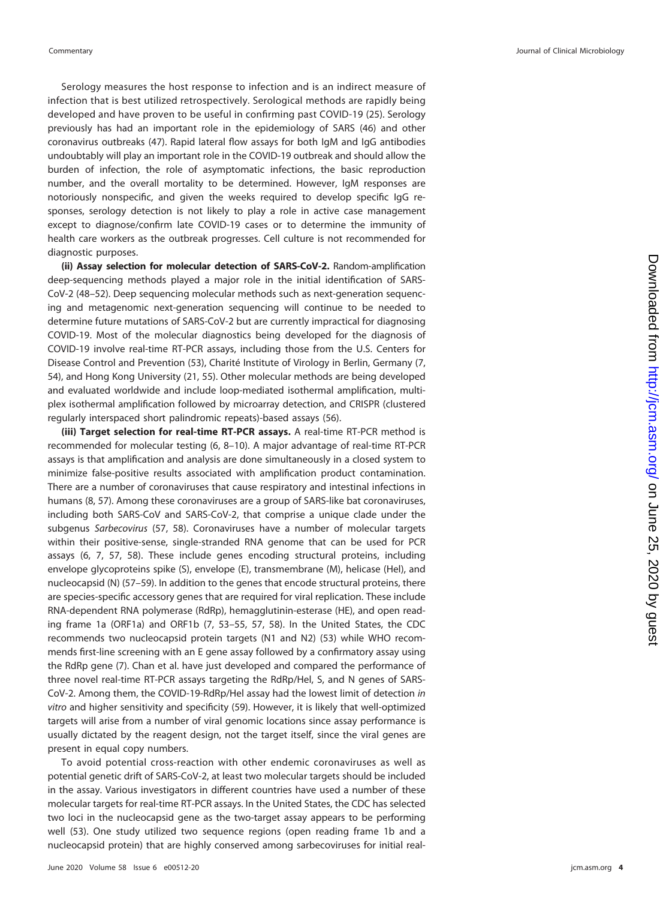Serology measures the host response to infection and is an indirect measure of infection that is best utilized retrospectively. Serological methods are rapidly being developed and have proven to be useful in confirming past COVID-19 (25). Serology previously has had an important role in the epidemiology of SARS (46) and other coronavirus outbreaks (47). Rapid lateral flow assays for both IgM and IgG antibodies undoubtably will play an important role in the COVID-19 outbreak and should allow the burden of infection, the role of asymptomatic infections, the basic reproduction number, and the overall mortality to be determined. However, IgM responses are notoriously nonspecific, and given the weeks required to develop specific IgG responses, serology detection is not likely to play a role in active case management except to diagnose/confirm late COVID-19 cases or to determine the immunity of health care workers as the outbreak progresses. Cell culture is not recommended for diagnostic purposes.

**(ii) Assay selection for molecular detection of SARS-CoV-2.** Random-amplification deep-sequencing methods played a major role in the initial identification of SARS-CoV-2 (48–52). Deep sequencing molecular methods such as next-generation sequencing and metagenomic next-generation sequencing will continue to be needed to determine future mutations of SARS-CoV-2 but are currently impractical for diagnosing COVID-19. Most of the molecular diagnostics being developed for the diagnosis of COVID-19 involve real-time RT-PCR assays, including those from the U.S. Centers for Disease Control and Prevention (53), Charité Institute of Virology in Berlin, Germany (7, 54), and Hong Kong University (21, 55). Other molecular methods are being developed and evaluated worldwide and include loop-mediated isothermal amplification, multiplex isothermal amplification followed by microarray detection, and CRISPR (clustered regularly interspaced short palindromic repeats)-based assays (56).

**(iii) Target selection for real-time RT-PCR assays.** A real-time RT-PCR method is recommended for molecular testing (6, 8–10). A major advantage of real-time RT-PCR assays is that amplification and analysis are done simultaneously in a closed system to minimize false-positive results associated with amplification product contamination. There are a number of coronaviruses that cause respiratory and intestinal infections in humans (8, 57). Among these coronaviruses are a group of SARS-like bat coronaviruses, including both SARS-CoV and SARS-CoV-2, that comprise a unique clade under the subgenus *Sarbecovirus* (57, 58). Coronaviruses have a number of molecular targets within their positive-sense, single-stranded RNA genome that can be used for PCR assays (6, 7, 57, 58). These include genes encoding structural proteins, including envelope glycoproteins spike (S), envelope (E), transmembrane (M), helicase (Hel), and nucleocapsid (N) (57–59). In addition to the genes that encode structural proteins, there are species-specific accessory genes that are required for viral replication. These include RNA-dependent RNA polymerase (RdRp), hemagglutinin-esterase (HE), and open reading frame 1a (ORF1a) and ORF1b (7, 53–55, 57, 58). In the United States, the CDC recommends two nucleocapsid protein targets (N1 and N2) (53) while WHO recommends first-line screening with an E gene assay followed by a confirmatory assay using the RdRp gene (7). Chan et al. have just developed and compared the performance of three novel real-time RT-PCR assays targeting the RdRp/Hel, S, and N genes of SARS-CoV-2. Among them, the COVID-19-RdRp/Hel assay had the lowest limit of detection *in vitro* and higher sensitivity and specificity (59). However, it is likely that well-optimized targets will arise from a number of viral genomic locations since assay performance is usually dictated by the reagent design, not the target itself, since the viral genes are present in equal copy numbers.

To avoid potential cross-reaction with other endemic coronaviruses as well as potential genetic drift of SARS-CoV-2, at least two molecular targets should be included in the assay. Various investigators in different countries have used a number of these molecular targets for real-time RT-PCR assays. In the United States, the CDC has selected two loci in the nucleocapsid gene as the two-target assay appears to be performing well (53). One study utilized two sequence regions (open reading frame 1b and a nucleocapsid protein) that are highly conserved among sarbecoviruses for initial real-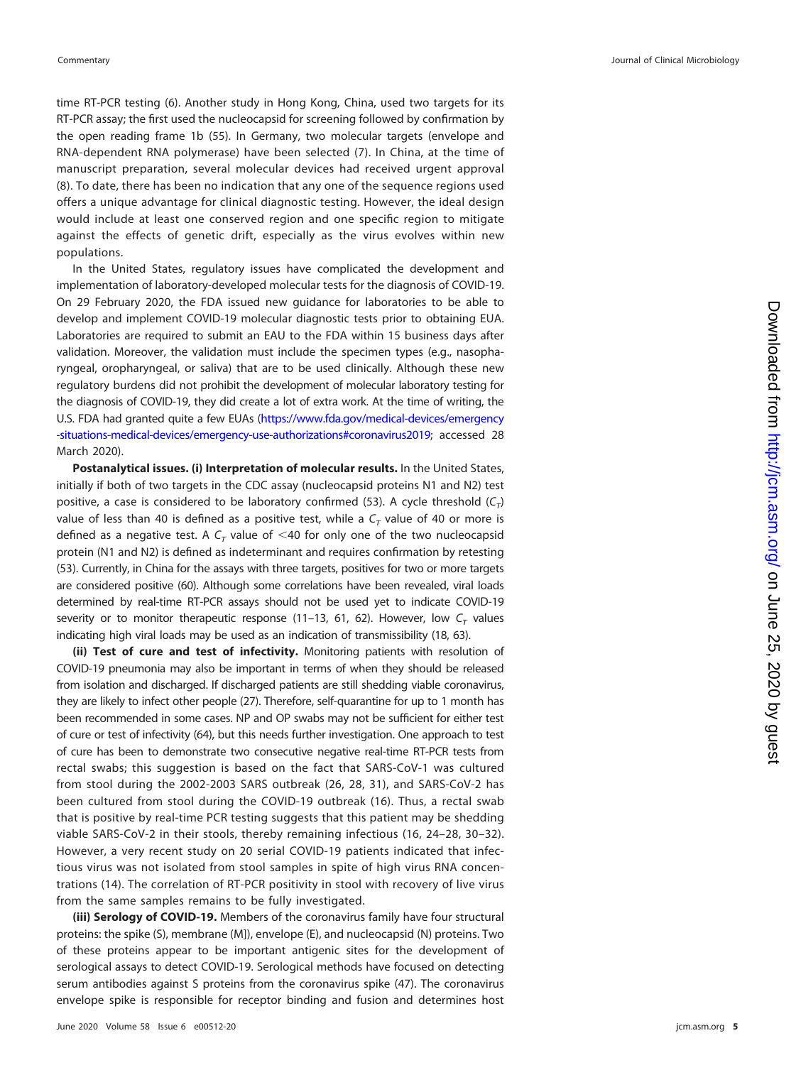time RT-PCR testing (6). Another study in Hong Kong, China, used two targets for its RT-PCR assay; the first used the nucleocapsid for screening followed by confirmation by the open reading frame 1b (55). In Germany, two molecular targets (envelope and RNA-dependent RNA polymerase) have been selected (7). In China, at the time of manuscript preparation, several molecular devices had received urgent approval (8). To date, there has been no indication that any one of the sequence regions used offers a unique advantage for clinical diagnostic testing. However, the ideal design would include at least one conserved region and one specific region to mitigate against the effects of genetic drift, especially as the virus evolves within new populations.

In the United States, regulatory issues have complicated the development and implementation of laboratory-developed molecular tests for the diagnosis of COVID-19. On 29 February 2020, the FDA issued new guidance for laboratories to be able to develop and implement COVID-19 molecular diagnostic tests prior to obtaining EUA. Laboratories are required to submit an EAU to the FDA within 15 business days after validation. Moreover, the validation must include the specimen types (e.g., nasopharyngeal, oropharyngeal, or saliva) that are to be used clinically. Although these new regulatory burdens did not prohibit the development of molecular laboratory testing for the diagnosis of COVID-19, they did create a lot of extra work. At the time of writing, the U.S. FDA had granted quite a few EUAs (https://www.fda.gov/medical-devices/emergency-situations-medical-devices/emergency-use-authorizations#coronavirus2019; accessed 28 March 2020).

**Postanalytical issues. (i) Interpretation of molecular results.** In the United States, initially if both of two targets in the CDC assay (nucleocapsid proteins N1 and N2) test positive, a case is considered to be laboratory confirmed (53). A cycle threshold ($C_T$) value of less than 40 is defined as a positive test, while a $C_T$ value of 40 or more is defined as a negative test. A $C_T$ value of $<$40 for only one of the two nucleocapsid protein (N1 and N2) is defined as indeterminant and requires confirmation by retesting (53). Currently, in China for the assays with three targets, positives for two or more targets are considered positive (60). Although some correlations have been revealed, viral loads determined by real-time RT-PCR assays should not be used yet to indicate COVID-19 severity or to monitor therapeutic response (11–13, 61, 62). However, low $C_T$ values indicating high viral loads may be used as an indication of transmissibility (18, 63).

**(ii) Test of cure and test of infectivity.** Monitoring patients with resolution of COVID-19 pneumonia may also be important in terms of when they should be released from isolation and discharged. If discharged patients are still shedding viable coronavirus, they are likely to infect other people (27). Therefore, self-quarantine for up to 1 month has been recommended in some cases. NP and OP swabs may not be sufficient for either test of cure or test of infectivity (64), but this needs further investigation. One approach to test of cure has been to demonstrate two consecutive negative real-time RT-PCR tests from rectal swabs; this suggestion is based on the fact that SARS-CoV-1 was cultured from stool during the 2002-2003 SARS outbreak (26, 28, 31), and SARS-CoV-2 has been cultured from stool during the COVID-19 outbreak (16). Thus, a rectal swab that is positive by real-time PCR testing suggests that this patient may be shedding viable SARS-CoV-2 in their stools, thereby remaining infectious (16, 24–28, 30–32). However, a very recent study on 20 serial COVID-19 patients indicated that infectious virus was not isolated from stool samples in spite of high virus RNA concentrations (14). The correlation of RT-PCR positivity in stool with recovery of live virus from the same samples remains to be fully investigated.

**(iii) Serology of COVID-19.** Members of the coronavirus family have four structural proteins: the spike (S), membrane (M]), envelope (E), and nucleocapsid (N) proteins. Two of these proteins appear to be important antigenic sites for the development of serological assays to detect COVID-19. Serological methods have focused on detecting serum antibodies against S proteins from the coronavirus spike (47). The coronavirus envelope spike is responsible for receptor binding and fusion and determines host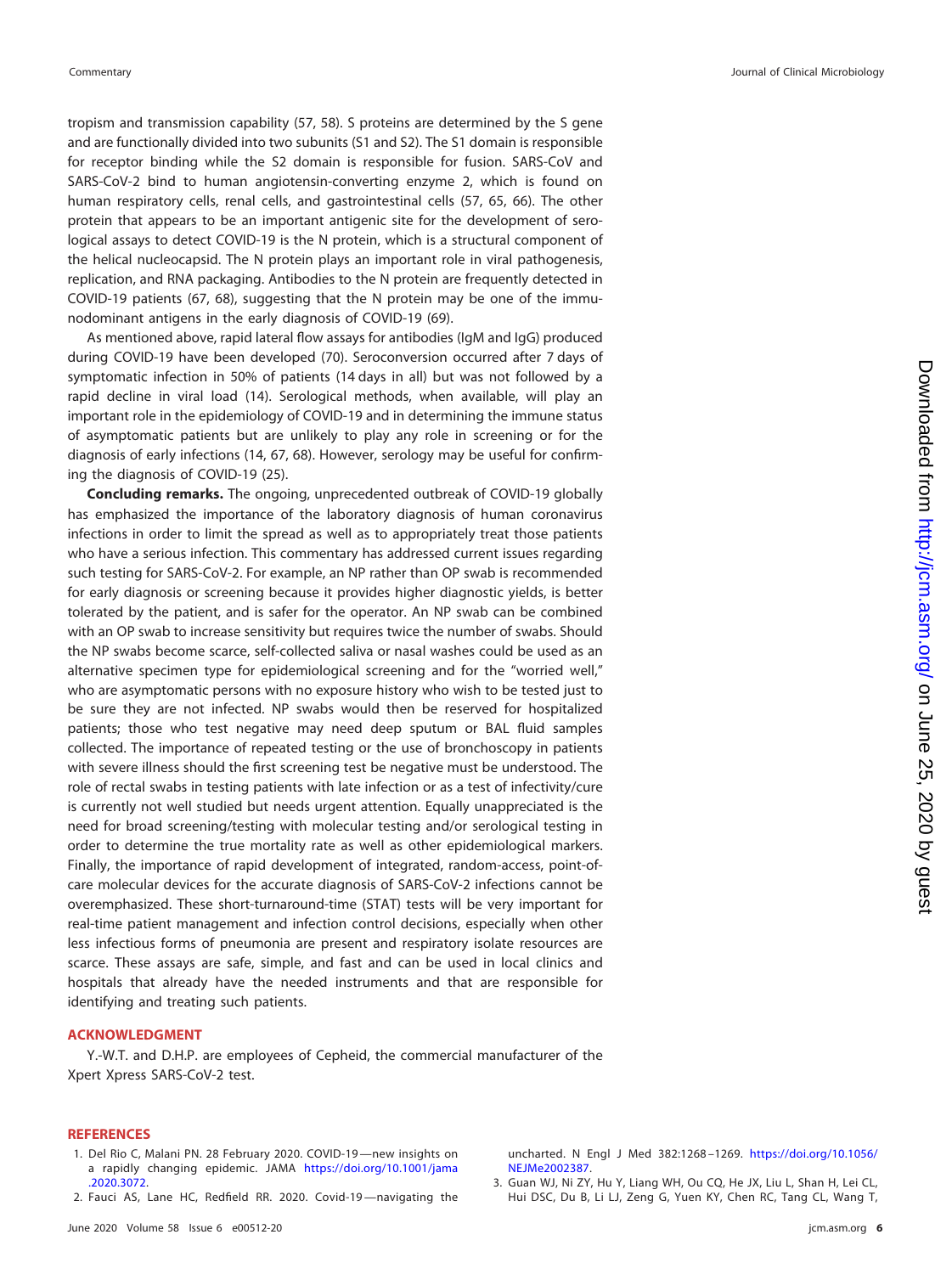tropism and transmission capability (57, 58). S proteins are determined by the S gene and are functionally divided into two subunits (S1 and S2). The S1 domain is responsible for receptor binding while the S2 domain is responsible for fusion. SARS-CoV and SARS-CoV-2 bind to human angiotensin-converting enzyme 2, which is found on human respiratory cells, renal cells, and gastrointestinal cells (57, 65, 66). The other protein that appears to be an important antigenic site for the development of serological assays to detect COVID-19 is the N protein, which is a structural component of the helical nucleocapsid. The N protein plays an important role in viral pathogenesis, replication, and RNA packaging. Antibodies to the N protein are frequently detected in COVID-19 patients (67, 68), suggesting that the N protein may be one of the immunodominant antigens in the early diagnosis of COVID-19 (69).

As mentioned above, rapid lateral flow assays for antibodies (IgM and IgG) produced during COVID-19 have been developed (70). Seroconversion occurred after 7 days of symptomatic infection in 50% of patients (14 days in all) but was not followed by a rapid decline in viral load (14). Serological methods, when available, will play an important role in the epidemiology of COVID-19 and in determining the immune status of asymptomatic patients but are unlikely to play any role in screening or for the diagnosis of early infections (14, 67, 68). However, serology may be useful for confirming the diagnosis of COVID-19 (25).

**Concluding remarks.** The ongoing, unprecedented outbreak of COVID-19 globally has emphasized the importance of the laboratory diagnosis of human coronavirus infections in order to limit the spread as well as to appropriately treat those patients who have a serious infection. This commentary has addressed current issues regarding such testing for SARS-CoV-2. For example, an NP rather than OP swab is recommended for early diagnosis or screening because it provides higher diagnostic yields, is better tolerated by the patient, and is safer for the operator. An NP swab can be combined with an OP swab to increase sensitivity but requires twice the number of swabs. Should the NP swabs become scarce, self-collected saliva or nasal washes could be used as an alternative specimen type for epidemiological screening and for the "worried well," who are asymptomatic persons with no exposure history who wish to be tested just to be sure they are not infected. NP swabs would then be reserved for hospitalized patients; those who test negative may need deep sputum or BAL fluid samples collected. The importance of repeated testing or the use of bronchoscopy in patients with severe illness should the first screening test be negative must be understood. The role of rectal swabs in testing patients with late infection or as a test of infectivity/cure is currently not well studied but needs urgent attention. Equally unappreciated is the need for broad screening/testing with molecular testing and/or serological testing in order to determine the true mortality rate as well as other epidemiological markers. Finally, the importance of rapid development of integrated, random-access, point-of-care molecular devices for the accurate diagnosis of SARS-CoV-2 infections cannot be overemphasized. These short-turnaround-time (STAT) tests will be very important for real-time patient management and infection control decisions, especially when other less infectious forms of pneumonia are present and respiratory isolate resources are scarce. These assays are safe, simple, and fast and can be used in local clinics and hospitals that already have the needed instruments and that are responsible for identifying and treating such patients.

## ACKNOWLEDGMENT

Y.-W.T. and D.H.P. are employees of Cepheid, the commercial manufacturer of the Xpert Xpress SARS-CoV-2 test.

## REFERENCES

1. Del Rio C, Malani PN. 28 February 2020. COVID-19—new insights on a rapidly changing epidemic. JAMA https://doi.org/10.1001/jama.2020.3072.
2. Fauci AS, Lane HC, Redfield RR. 2020. Covid-19—navigating the uncharted. N Engl J Med 382:1268–1269. https://doi.org/10.1056/NEJMe2002387.
3. Guan WJ, Ni ZY, Hu Y, Liang WH, Ou CQ, He JX, Liu L, Shan H, Lei CL, Hui DSC, Du B, Li LJ, Zeng G, Yuen KY, Chen RC, Tang CL, Wang T,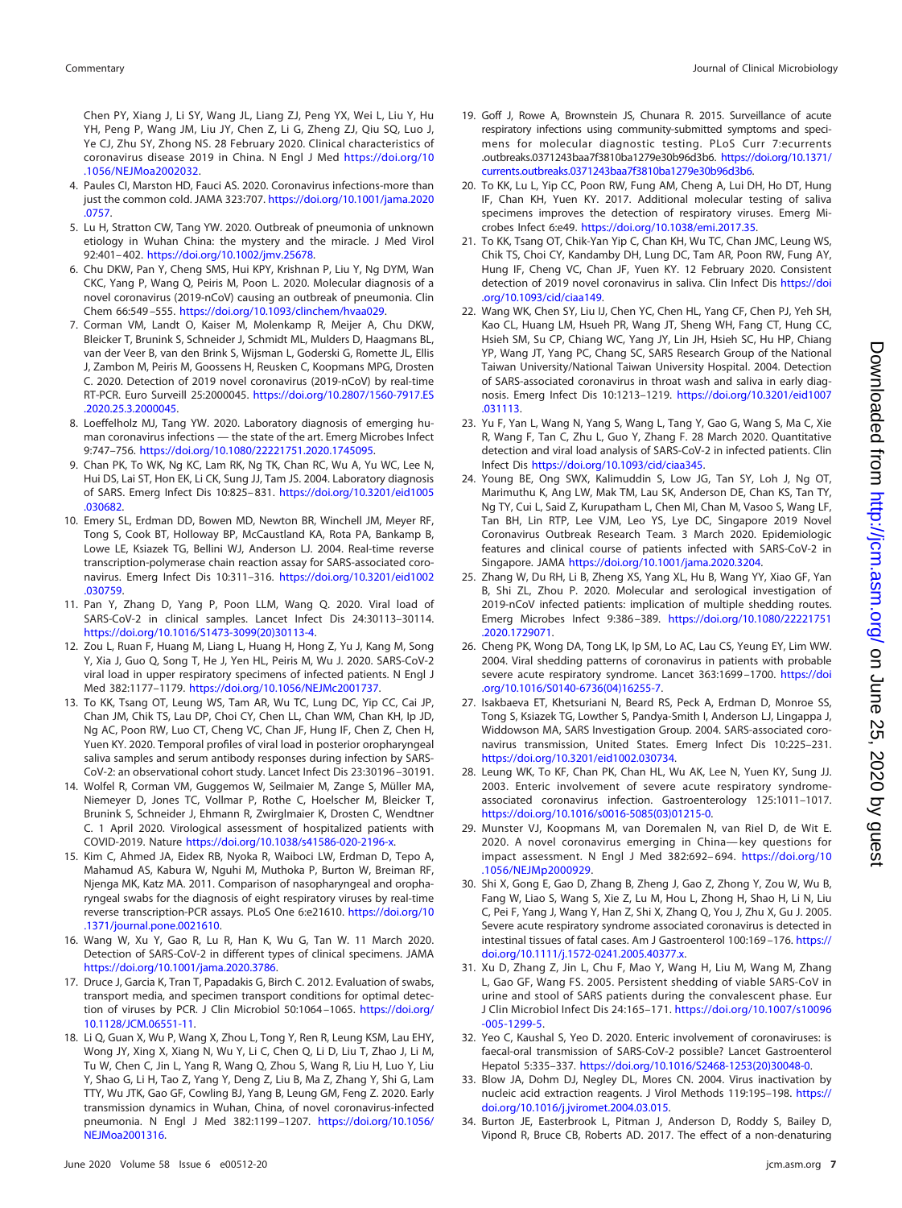Chen PY, Xiang J, Li SY, Wang JL, Liang ZJ, Peng YX, Wei L, Liu Y, Hu YH, Peng P, Wang JM, Liu JY, Chen Z, Li G, Zheng ZJ, Qiu SQ, Luo J, Ye CJ, Zhu SY, Zhong NS. 28 February 2020. Clinical characteristics of coronavirus disease 2019 in China. N Engl J Med https://doi.org/10.1056/NEJMoa2002032.

4. Paules CI, Marston HD, Fauci AS. 2020. Coronavirus infections-more than just the common cold. JAMA 323:707. https://doi.org/10.1001/jama.2020.0757.
5. Lu H, Stratton CW, Tang YW. 2020. Outbreak of pneumonia of unknown etiology in Wuhan China: the mystery and the miracle. J Med Virol 92:401–402. https://doi.org/10.1002/jmv.25678.
6. Chu DKW, Pan Y, Cheng SMS, Hui KPY, Krishnan P, Liu Y, Ng DYM, Wan CKC, Yang P, Wang Q, Peiris M, Poon L. 2020. Molecular diagnosis of a novel coronavirus (2019-nCoV) causing an outbreak of pneumonia. Clin Chem 66:549–555. https://doi.org/10.1093/clinchem/hvaa029.
7. Corman VM, Landt O, Kaiser M, Molenkamp R, Meijer A, Chu DKW, Bleicker T, Brunink S, Schneider J, Schmidt ML, Mulders D, Haagmans BL, van der Veer B, van den Brink S, Wijsman L, Goderski G, Romette JL, Ellis J, Zambon M, Peiris M, Goossens H, Reusken C, Koopmans MPG, Drosten C. 2020. Detection of 2019 novel coronavirus (2019-nCoV) by real-time RT-PCR. Euro Surveill 25:2000045. https://doi.org/10.2807/1560-7917.ES.2020.25.3.2000045.
8. Loeffelholz MJ, Tang YW. 2020. Laboratory diagnosis of emerging human coronavirus infections — the state of the art. Emerg Microbes Infect 9:747–756. https://doi.org/10.1080/22221751.2020.1745095.
9. Chan PK, To WK, Ng KC, Lam RK, Ng TK, Chan RC, Wu A, Yu WC, Lee N, Hui DS, Lai ST, Hon EK, Li CK, Sung JJ, Tam JS. 2004. Laboratory diagnosis of SARS. Emerg Infect Dis 10:825–831. https://doi.org/10.3201/eid1005.030682.
10. Emery SL, Erdman DD, Bowen MD, Newton BR, Winchell JM, Meyer RF, Tong S, Cook BT, Holloway BP, McCaustland KA, Rota PA, Bankamp B, Lowe LE, Ksiazek TG, Bellini WJ, Anderson LJ. 2004. Real-time reverse transcription-polymerase chain reaction assay for SARS-associated coronavirus. Emerg Infect Dis 10:311–316. https://doi.org/10.3201/eid1002.030759.
11. Pan Y, Zhang D, Yang P, Poon LLM, Wang Q. 2020. Viral load of SARS-CoV-2 in clinical samples. Lancet Infect Dis 24:30113–30114. https://doi.org/10.1016/S1473-3099(20)30113-4.
12. Zou L, Ruan F, Huang M, Liang L, Huang H, Hong Z, Yu J, Kang M, Song Y, Xia J, Guo Q, Song T, He J, Yen HL, Peiris M, Wu J. 2020. SARS-CoV-2 viral load in upper respiratory specimens of infected patients. N Engl J Med 382:1177–1179. https://doi.org/10.1056/NEJMc2001737.
13. To KK, Tsang OT, Leung WS, Tam AR, Wu TC, Lung DC, Yip CC, Cai JP, Chan JM, Chik TS, Lau DP, Choi CY, Chen LL, Chan WM, Chan KH, Ip JD, Ng AC, Poon RW, Luo CT, Cheng VC, Chan JF, Hung IF, Chen Z, Chen H, Yuen KY. 2020. Temporal profiles of viral load in posterior oropharyngeal saliva samples and serum antibody responses during infection by SARS-CoV-2: an observational cohort study. Lancet Infect Dis 23:30196–30191.
14. Wolfel R, Corman VM, Guggemos W, Seilmaier M, Zange S, Müller MA, Niemeyer D, Jones TC, Vollmar P, Rothe C, Hoelscher M, Bleicker T, Brunink S, Schneider J, Ehmann R, Zwirglmaier K, Drosten C, Wendtner C. 1 April 2020. Virological assessment of hospitalized patients with COVID-2019. Nature https://doi.org/10.1038/s41586-020-2196-x.
15. Kim C, Ahmed JA, Eidex RB, Nyoka R, Waiboci LW, Erdman D, Tepo A, Mahamud AS, Kabura W, Nguhi M, Muthoka P, Burton W, Breiman RF, Njenga MK, Katz MA. 2011. Comparison of nasopharyngeal and oropharyngeal swabs for the diagnosis of eight respiratory viruses by real-time reverse transcription-PCR assays. PLoS One 6:e21610. https://doi.org/10.1371/journal.pone.0021610.
16. Wang W, Xu Y, Gao R, Lu R, Han K, Wu G, Tan W. 11 March 2020. Detection of SARS-CoV-2 in different types of clinical specimens. JAMA https://doi.org/10.1001/jama.2020.3786.
17. Druce J, Garcia K, Tran T, Papadakis G, Birch C. 2012. Evaluation of swabs, transport media, and specimen transport conditions for optimal detection of viruses by PCR. J Clin Microbiol 50:1064–1065. https://doi.org/10.1128/JCM.06551-11.
18. Li Q, Guan X, Wu P, Wang X, Zhou L, Tong Y, Ren R, Leung KSM, Lau EHY, Wong JY, Xing X, Xiang N, Wu Y, Li C, Chen Q, Li D, Liu T, Zhao J, Li M, Tu W, Chen C, Jin L, Yang R, Wang Q, Zhou S, Wang R, Liu H, Luo Y, Liu Y, Shao G, Li H, Tao Z, Yang Y, Deng Z, Liu B, Ma Z, Zhang Y, Shi G, Lam TTY, Wu JTK, Gao GF, Cowling BJ, Yang B, Leung GM, Feng Z. 2020. Early transmission dynamics in Wuhan, China, of novel coronavirus-infected pneumonia. N Engl J Med 382:1199–1207. https://doi.org/10.1056/NEJMoa2001316.
19. Goff J, Rowe A, Brownstein JS, Chunara R. 2015. Surveillance of acute respiratory infections using community-submitted symptoms and specimens for molecular diagnostic testing. PLoS Curr 7:ecurrents.outbreaks.0371243baa7f3810ba1279e30b96d3b6. https://doi.org/10.1371/currents.outbreaks.0371243baa7f3810ba1279e30b96d3b6.
20. To KK, Lu L, Yip CC, Poon RW, Fung AM, Cheng A, Lui DH, Ho DT, Hung IF, Chan KH, Yuen KY. 2017. Additional molecular testing of saliva specimens improves the detection of respiratory viruses. Emerg Microbes Infect 6:e49. https://doi.org/10.1038/emi.2017.35.
21. To KK, Tsang OT, Chik-Yan Yip C, Chan KH, Wu TC, Chan JMC, Leung WS, Chik TS, Choi CY, Kandamby DH, Lung DC, Tam AR, Poon RW, Fung AY, Hung IF, Cheng VC, Chan JF, Yuen KY. 12 February 2020. Consistent detection of 2019 novel coronavirus in saliva. Clin Infect Dis https://doi.org/10.1093/cid/ciaa149.
22. Wang WK, Chen SY, Liu IJ, Chen YC, Chen HL, Yang CF, Chen PJ, Yeh SH, Kao CL, Huang LM, Hsueh PR, Wang JT, Sheng WH, Fang CT, Hung CC, Hsieh SM, Su CP, Chiang WC, Yang JY, Lin JH, Hsieh SC, Hu HP, Chiang YP, Wang JT, Yang PC, Chang SC, SARS Research Group of the National Taiwan University/National Taiwan University Hospital. 2004. Detection of SARS-associated coronavirus in throat wash and saliva in early diagnosis. Emerg Infect Dis 10:1213–1219. https://doi.org/10.3201/eid1007.031113.
23. Yu F, Yan L, Wang N, Yang S, Wang L, Tang Y, Gao G, Wang S, Ma C, Xie R, Wang F, Tan C, Zhu L, Guo Y, Zhang F. 28 March 2020. Quantitative detection and viral load analysis of SARS-CoV-2 in infected patients. Clin Infect Dis https://doi.org/10.1093/cid/ciaa345.
24. Young BE, Ong SWX, Kalimuddin S, Low JG, Tan SY, Loh J, Ng OT, Marimuthu K, Ang LW, Mak TM, Lau SK, Anderson DE, Chan KS, Tan TY, Ng TY, Cui L, Said Z, Kurupatham L, Chen MI, Chan M, Vasoo S, Wang LF, Tan BH, Lin RTP, Lee VJM, Leo YS, Lye DC, Singapore 2019 Novel Coronavirus Outbreak Research Team. 3 March 2020. Epidemiologic features and clinical course of patients infected with SARS-CoV-2 in Singapore. JAMA https://doi.org/10.1001/jama.2020.3204.
25. Zhang W, Du RH, Li B, Zheng XS, Yang XL, Hu B, Wang YY, Xiao GF, Yan B, Shi ZL, Zhou P. 2020. Molecular and serological investigation of 2019-nCoV infected patients: implication of multiple shedding routes. Emerg Microbes Infect 9:386–389. https://doi.org/10.1080/22221751.2020.1729071.
26. Cheng PK, Wong DA, Tong LK, Ip SM, Lo AC, Lau CS, Yeung EY, Lim WW. 2004. Viral shedding patterns of coronavirus in patients with probable severe acute respiratory syndrome. Lancet 363:1699–1700. https://doi.org/10.1016/S0140-6736(04)16255-7.
27. Isakbaeva ET, Khetsuriani N, Beard RS, Peck A, Erdman D, Monroe SS, Tong S, Ksiazek TG, Lowther S, Pandya-Smith I, Anderson LJ, Lingappa J, Widdowson MA, SARS Investigation Group. 2004. SARS-associated coronavirus transmission, United States. Emerg Infect Dis 10:225–231. https://doi.org/10.3201/eid1002.030734.
28. Leung WK, To KF, Chan PK, Chan HL, Wu AK, Lee N, Yuen KY, Sung JJ. 2003. Enteric involvement of severe acute respiratory syndrome-associated coronavirus infection. Gastroenterology 125:1011–1017. https://doi.org/10.1016/s0016-5085(03)01215-0.
29. Munster VJ, Koopmans M, van Doremalen N, van Riel D, de Wit E. 2020. A novel coronavirus emerging in China—key questions for impact assessment. N Engl J Med 382:692–694. https://doi.org/10.1056/NEJMp2000929.
30. Shi X, Gong E, Gao D, Zhang B, Zheng J, Gao Z, Zhong Y, Zou W, Wu B, Fang W, Liao S, Wang S, Xie Z, Lu M, Hou L, Zhong H, Shao H, Li N, Liu C, Pei F, Yang J, Wang Y, Han Z, Shi X, Zhang Q, You J, Zhu X, Gu J. 2005. Severe acute respiratory syndrome associated coronavirus is detected in intestinal tissues of fatal cases. Am J Gastroenterol 100:169–176. https://doi.org/10.1111/j.1572-0241.2005.40377.x.
31. Xu D, Zhang Z, Jin L, Chu F, Mao Y, Wang H, Liu M, Wang M, Zhang L, Gao GF, Wang FS. 2005. Persistent shedding of viable SARS-CoV in urine and stool of SARS patients during the convalescent phase. Eur J Clin Microbiol Infect Dis 24:165–171. https://doi.org/10.1007/s10096-005-1299-5.
32. Yeo C, Kaushal S, Yeo D. 2020. Enteric involvement of coronaviruses: is faecal-oral transmission of SARS-CoV-2 possible? Lancet Gastroenterol Hepatol 5:335–337. https://doi.org/10.1016/S2468-1253(20)30048-0.
33. Blow JA, Dohm DJ, Negley DL, Mores CN. 2004. Virus inactivation by nucleic acid extraction reagents. J Virol Methods 119:195–198. https://doi.org/10.1016/j.jviromet.2004.03.015.
34. Burton JE, Easterbrook L, Pitman J, Anderson D, Roddy S, Bailey D, Vipond R, Bruce CB, Roberts AD. 2017. The effect of a non-denaturing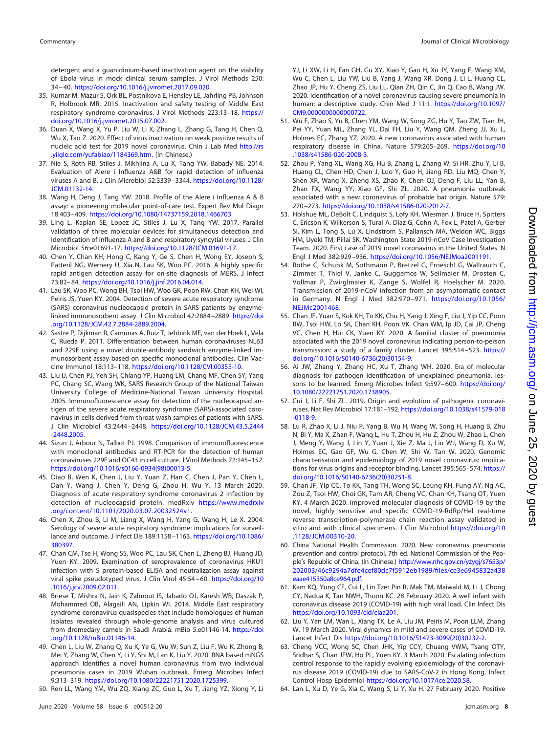detergent and a guanidinium-based inactivation agent on the viability of Ebola virus in mock clinical serum samples. J Virol Methods 250: 34–40. https://doi.org/10.1016/j.jviromet.2017.09.020.

35. Kumar M, Mazur S, Ork BL, Postnikova E, Hensley LE, Jahrling PB, Johnson R, Holbrook MR. 2015. Inactivation and safety testing of Middle East respiratory syndrome coronavirus. J Virol Methods 223:13–18. https://doi.org/10.1016/j.jviromet.2015.07.002.
36. Duan X, Wang X, Yu P, Liu W, Li X, Zhang L, Zhang G, Tang H, Chen Q, Wu X, Tao Z. 2020. Effect of virus inactivation on weak positive results of nucleic acid test for 2019 novel coronavirus. Chin J Lab Med http://rs.yiigle.com/yufabiao/1184369.htm. (In Chinese.)
37. Nie S, Roth RB, Stiles J, Mikhlina A, Lu X, Tang YW, Babady NE. 2014. Evaluation of Alere i Influenza A&B for rapid detection of influenza viruses A and B. J Clin Microbiol 52:3339–3344. https://doi.org/10.1128/JCM.01132-14.
38. Wang H, Deng J, Tang YW. 2018. Profile of the Alere i Influenza A & B assay: a pioneering molecular point-of-care test. Expert Rev Mol Diagn 18:403–409. https://doi.org/10.1080/14737159.2018.1466703.
39. Ling L, Kaplan SE, Lopez JC, Stiles J, Lu X, Tang YW. 2017. Parallel validation of three molecular devices for simultaneous detection and identification of influenza A and B and respiratory syncytial viruses. J Clin Microbiol 56:e01691-17. https://doi.org/10.1128/JCM.01691-17.
40. Chen Y, Chan KH, Hong C, Kang Y, Ge S, Chen H, Wong EY, Joseph S, Patteril NG, Wernery U, Xia N, Lau SK, Woo PC. 2016. A highly specific rapid antigen detection assay for on-site diagnosis of MERS. J Infect 73:82–84. https://doi.org/10.1016/j.jinf.2016.04.014.
41. Lau SK, Woo PC, Wong BH, Tsoi HW, Woo GK, Poon RW, Chan KH, Wei WI, Peiris JS, Yuen KY. 2004. Detection of severe acute respiratory syndrome (SARS) coronavirus nucleocapsid protein in SARS patients by enzyme-linked immunosorbent assay. J Clin Microbiol 42:2884–2889. https://doi.org/10.1128/JCM.42.7.2884-2889.2004.
42. Sastre P, Dijkman R, Camunas A, Ruiz T, Jebbink MF, van der Hoek L, Vela C, Rueda P. 2011. Differentiation between human coronaviruses NL63 and 229E using a novel double-antibody sandwich enzyme-linked immunosorbent assay based on specific monoclonal antibodies. Clin Vaccine Immunol 18:113–118. https://doi.org/10.1128/CVI.00355-10.
43. Liu IJ, Chen PJ, Yeh SH, Chiang YP, Huang LM, Chang MF, Chen SY, Yang PC, Chang SC, Wang WK, SARS Research Group of the National Taiwan University College of Medicine-National Taiwan University Hospital. 2005. Immunofluorescence assay for detection of the nucleocapsid antigen of the severe acute respiratory syndrome (SARS)-associated coronavirus in cells derived from throat wash samples of patients with SARS. J Clin Microbiol 43:2444–2448. https://doi.org/10.1128/JCM.43.5.2444-2448.2005.
44. Sizun J, Arbour N, Talbot PJ. 1998. Comparison of immunofluorescence with monoclonal antibodies and RT-PCR for the detection of human coronaviruses 229E and OC43 in cell culture. J Virol Methods 72:145–152. https://doi.org/10.1016/s0166-0934(98)00013-5.
45. Diao B, Wen K, Chen J, Liu Y, Yuan Z, Han C, Chen J, Pan Y, Chen L, Dan Y, Wang J, Chen Y, Deng G, Zhou H, Wu Y. 13 March 2020. Diagnosis of acute respiratory syndrome coronavirus 2 infection by detection of nucleocapsid protein. medRxiv https://www.medrxiv.org/content/10.1101/2020.03.07.20032524v1.
46. Chen X, Zhou B, Li M, Liang X, Wang H, Yang G, Wang H, Le X. 2004. Serology of severe acute respiratory syndrome: implications for surveillance and outcome. J Infect Dis 189:1158–1163. https://doi.org/10.1086/380397.
47. Chan CM, Tse H, Wong SS, Woo PC, Lau SK, Chen L, Zheng BJ, Huang JD, Yuen KY. 2009. Examination of seroprevalence of coronavirus HKU1 infection with S protein-based ELISA and neutralization assay against viral spike pseudotyped virus. J Clin Virol 45:54–60. https://doi.org/10.1016/j.jcv.2009.02.011.
48. Briese T, Mishra N, Jain K, Zalmout IS, Jabado OJ, Karesh WB, Daszak P, Mohammed OB, Alagaili AN, Lipkin WI. 2014. Middle East respiratory syndrome coronavirus quasispecies that include homologues of human isolates revealed through whole-genome analysis and virus cultured from dromedary camels in Saudi Arabia. mBio 5:e01146-14. https://doi.org/10.1128/mBio.01146-14.
49. Chen L, Liu W, Zhang Q, Xu K, Ye G, Wu W, Sun Z, Liu F, Wu K, Zhong B, Mei Y, Zhang W, Chen Y, Li Y, Shi M, Lan K, Liu Y. 2020. RNA based mNGS approach identifies a novel human coronavirus from two individual pneumonia cases in 2019 Wuhan outbreak. Emerg Microbes Infect 9:313–319. https://doi.org/10.1080/22221751.2020.1725399.
50. Ren LL, Wang YM, Wu ZQ, Xiang ZC, Guo L, Xu T, Jiang YZ, Xiong Y, Li YJ, Li XW, Li H, Fan GH, Gu XY, Xiao Y, Gao H, Xu JY, Yang F, Wang XM, Wu C, Chen L, Liu YW, Liu B, Yang J, Wang XR, Dong J, Li L, Huang CL, Zhao JP, Hu Y, Cheng ZS, Liu LL, Qian ZH, Qin C, Jin Q, Cao B, Wang JW. 2020. Identification of a novel coronavirus causing severe pneumonia in human: a descriptive study. Chin Med J 11:1. https://doi.org/10.1097/CM9.0000000000000722.
51. Wu F, Zhao S, Yu B, Chen YM, Wang W, Song ZG, Hu Y, Tao ZW, Tian JH, Pei YY, Yuan ML, Zhang YL, Dai FH, Liu Y, Wang QM, Zheng JJ, Xu L, Holmes EC, Zhang YZ. 2020. A new coronavirus associated with human respiratory disease in China. Nature 579:265–269. https://doi.org/10.1038/s41586-020-2008-3.
52. Zhou P, Yang XL, Wang XG, Hu B, Zhang L, Zhang W, Si HR, Zhu Y, Li B, Huang CL, Chen HD, Chen J, Luo Y, Guo H, Jiang RD, Liu MQ, Chen Y, Shen XR, Wang X, Zheng XS, Zhao K, Chen QJ, Deng F, Liu LL, Yan B, Zhan FX, Wang YY, Xiao GF, Shi ZL. 2020. A pneumonia outbreak associated with a new coronavirus of probable bat origin. Nature 579: 270–273. https://doi.org/10.1038/s41586-020-2012-7.
53. Holshue ML, DeBolt C, Lindquist S, Lofy KH, Wiesman J, Bruce H, Spitters C, Ericson K, Wilkerson S, Tural A, Diaz G, Cohn A, Fox L, Patel A, Gerber SI, Kim L, Tong S, Lu X, Lindstrom S, Pallansch MA, Weldon WC, Biggs HM, Uyeki TM, Pillai SK, Washington State 2019-nCoV Case Investigation Team. 2020. First case of 2019 novel coronavirus in the United States. N Engl J Med 382:929–936. https://doi.org/10.1056/NEJMoa2001191.
54. Rothe C, Schunk M, Sothmann P, Bretzel G, Froeschl G, Wallrauch C, Zimmer T, Thiel V, Janke C, Guggemos W, Seilmaier M, Drosten C, Vollmar P, Zwirglmaier K, Zange S, Wolfel R, Hoelscher M. 2020. Transmission of 2019-nCoV infection from an asymptomatic contact in Germany. N Engl J Med 382:970–971. https://doi.org/10.1056/NEJMc2001468.
55. Chan JF, Yuan S, Kok KH, To KK, Chu H, Yang J, Xing F, Liu J, Yip CC, Poon RW, Tsoi HW, Lo SK, Chan KH, Poon VK, Chan WM, Ip JD, Cai JP, Cheng VC, Chen H, Hui CK, Yuen KY. 2020. A familial cluster of pneumonia associated with the 2019 novel coronavirus indicating person-to-person transmission: a study of a family cluster. Lancet 395:514–523. https://doi.org/10.1016/S0140-6736(20)30154-9.
56. Ai JW, Zhang Y, Zhang HC, Xu T, Zhang WH. 2020. Era of molecular diagnosis for pathogen identification of unexplained pneumonia, lessons to be learned. Emerg Microbes Infect 9:597–600. https://doi.org/10.1080/22221751.2020.1738905.
57. Cui J, Li F, Shi ZL. 2019. Origin and evolution of pathogenic coronaviruses. Nat Rev Microbiol 17:181–192. https://doi.org/10.1038/s41579-018-0118-9.
58. Lu R, Zhao X, Li J, Niu P, Yang B, Wu H, Wang W, Song H, Huang B, Zhu N, Bi Y, Ma X, Zhan F, Wang L, Hu T, Zhou H, Hu Z, Zhou W, Zhao L, Chen J, Meng Y, Wang J, Lin Y, Yuan J, Xie Z, Ma J, Liu WJ, Wang D, Xu W, Holmes EC, Gao GF, Wu G, Chen W, Shi W, Tan W. 2020. Genomic characterisation and epidemiology of 2019 novel coronavirus: implications for virus origins and receptor binding. Lancet 395:565–574. https://doi.org/10.1016/S0140-6736(20)30251-8.
59. Chan JF, Yip CC, To KK, Tang TH, Wong SC, Leung KH, Fung AY, Ng AC, Zou Z, Tsoi HW, Choi GK, Tam AR, Cheng VC, Chan KH, Tsang OT, Yuen KY. 4 March 2020. Improved molecular diagnosis of COVID-19 by the novel, highly sensitive and specific COVID-19-RdRp/Hel real-time reverse transcription-polymerase chain reaction assay validated in vitro and with clinical specimens. J Clin Microbiol https://doi.org/10.1128/JCM.00310-20.
60. China National Health Commission. 2020. New coronavirus pneumonia prevention and control protocol, 7th ed. National Commission of the People's Republic of China. (In Chinese.) http://www.nhc.gov.cn/yzygj/s7653p/202003/46c9294a7dfe4cef80dc7f5912eb1989/files/ce3e6945832a438eaae415350a8ce964.pdf.
61. Kam KQ, Yung CF, Cui L, Lin Tzer Pin R, Mak TM, Maiwald M, Li J, Chong CY, Nadua K, Tan NWH, Thoon KC. 28 February 2020. A well infant with coronavirus disease 2019 (COVID-19) with high viral load. Clin Infect Dis https://doi.org/10.1093/cid/ciaa201.
62. Liu Y, Yan LM, Wan L, Xiang TX, Le A, Liu JM, Peiris M, Poon LLM, Zhang W. 19 March 2020. Viral dynamics in mild and severe cases of COVID-19. Lancet Infect Dis https://doi.org/10.1016/S1473-3099(20)30232-2.
63. Cheng VCC, Wong SC, Chen JHK, Yip CCY, Chuang VWM, Tsang OTY, Sridhar S, Chan JFW, Ho PL, Yuen KY. 3 March 2020. Escalating infection control response to the rapidly evolving epidemiology of the coronavirus disease 2019 (COVID-19) due to SARS-CoV-2 in Hong Kong. Infect Control Hosp Epidemiol https://doi.org/10.1017/ice.2020.58.
64. Lan L, Xu D, Ye G, Xia C, Wang S, Li Y, Xu H. 27 February 2020. Positive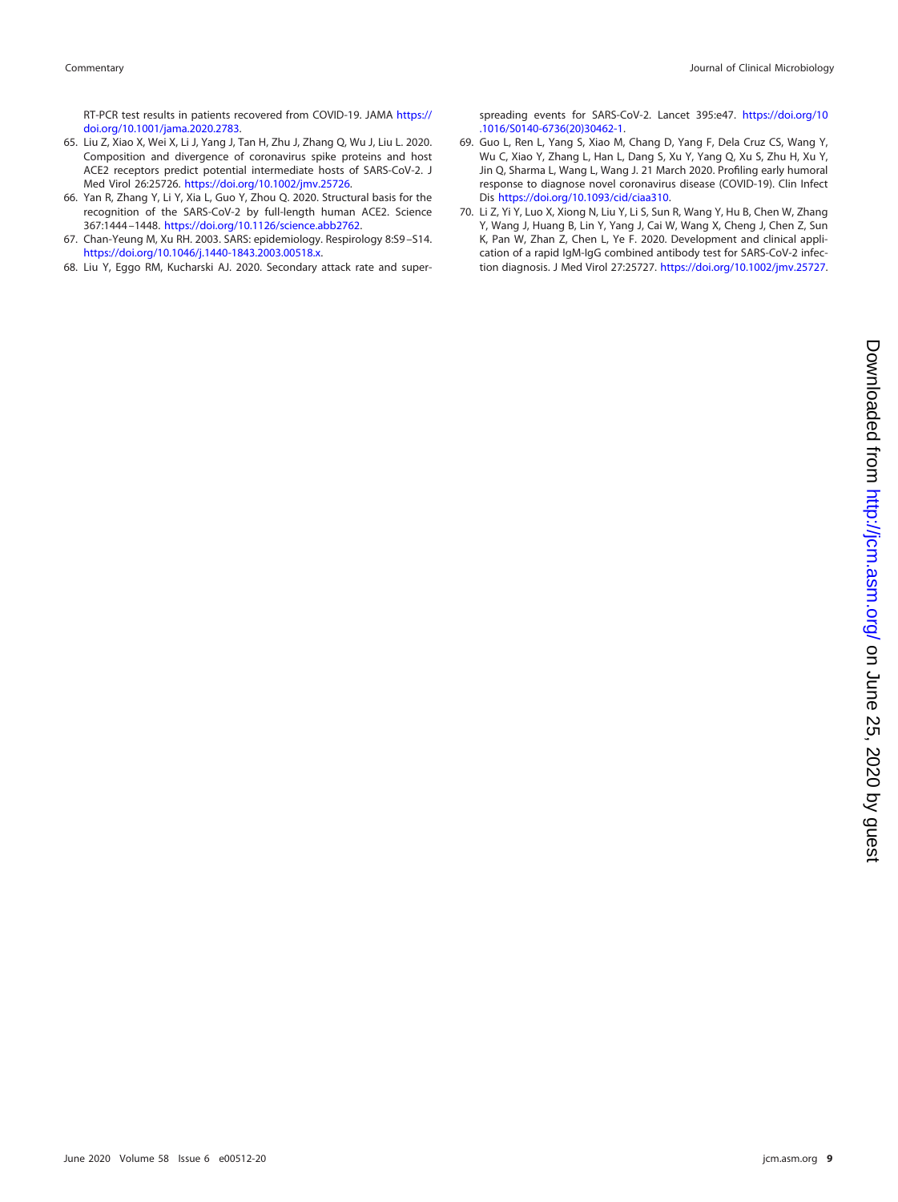RT-PCR test results in patients recovered from COVID-19. JAMA https://doi.org/10.1001/jama.2020.2783.

65. Liu Z, Xiao X, Wei X, Li J, Yang J, Tan H, Zhu J, Zhang Q, Wu J, Liu L. 2020. Composition and divergence of coronavirus spike proteins and host ACE2 receptors predict potential intermediate hosts of SARS-CoV-2. J Med Virol 26:25726. https://doi.org/10.1002/jmv.25726.
66. Yan R, Zhang Y, Li Y, Xia L, Guo Y, Zhou Q. 2020. Structural basis for the recognition of the SARS-CoV-2 by full-length human ACE2. Science 367:1444–1448. https://doi.org/10.1126/science.abb2762.
67. Chan-Yeung M, Xu RH. 2003. SARS: epidemiology. Respirology 8:S9–S14. https://doi.org/10.1046/j.1440-1843.2003.00518.x.
68. Liu Y, Eggo RM, Kucharski AJ. 2020. Secondary attack rate and superspreading events for SARS-CoV-2. Lancet 395:e47. https://doi.org/10.1016/S0140-6736(20)30462-1.
69. Guo L, Ren L, Yang S, Xiao M, Chang D, Yang F, Dela Cruz CS, Wang Y, Wu C, Xiao Y, Zhang L, Han L, Dang S, Xu Y, Yang Q, Xu S, Zhu H, Xu Y, Jin Q, Sharma L, Wang L, Wang J. 21 March 2020. Profiling early humoral response to diagnose novel coronavirus disease (COVID-19). Clin Infect Dis https://doi.org/10.1093/cid/ciaa310.
70. Li Z, Yi Y, Luo X, Xiong N, Liu Y, Li S, Sun R, Wang Y, Hu B, Chen W, Zhang Y, Wang J, Huang B, Lin Y, Yang J, Cai W, Wang X, Cheng J, Chen Z, Sun K, Pan W, Zhan Z, Chen L, Ye F. 2020. Development and clinical application of a rapid IgM-IgG combined antibody test for SARS-CoV-2 infection diagnosis. J Med Virol 27:25727. https://doi.org/10.1002/jmv.25727.